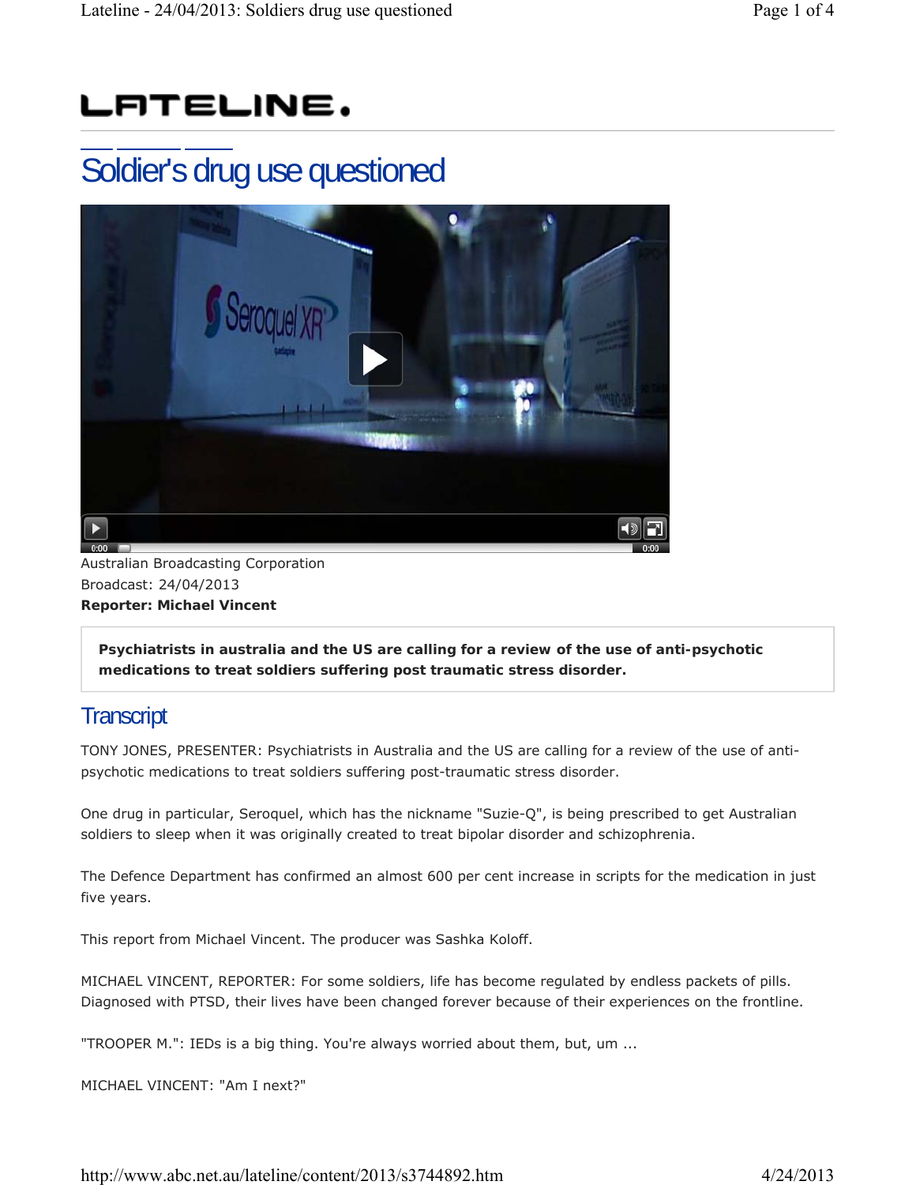# LATELINE.

## Soldier's drug use questioned

Australian Broadcasting Corporation
Broadcast: 24/04/2013
**Reporter: Michael Vincent**

**Psychiatrists in australia and the US are calling for a review of the use of anti-psychotic medications to treat soldiers suffering post traumatic stress disorder.**

### Transcript

TONY JONES, PRESENTER: Psychiatrists in Australia and the US are calling for a review of the use of anti-psychotic medications to treat soldiers suffering post-traumatic stress disorder.

One drug in particular, Seroquel, which has the nickname "Suzie-Q", is being prescribed to get Australian soldiers to sleep when it was originally created to treat bipolar disorder and schizophrenia.

The Defence Department has confirmed an almost 600 per cent increase in scripts for the medication in just five years.

This report from Michael Vincent. The producer was Sashka Koloff.

MICHAEL VINCENT, REPORTER: For some soldiers, life has become regulated by endless packets of pills. Diagnosed with PTSD, their lives have been changed forever because of their experiences on the frontline.

"TROOPER M.": IEDs is a big thing. You're always worried about them, but, um ...

MICHAEL VINCENT: "Am I next?"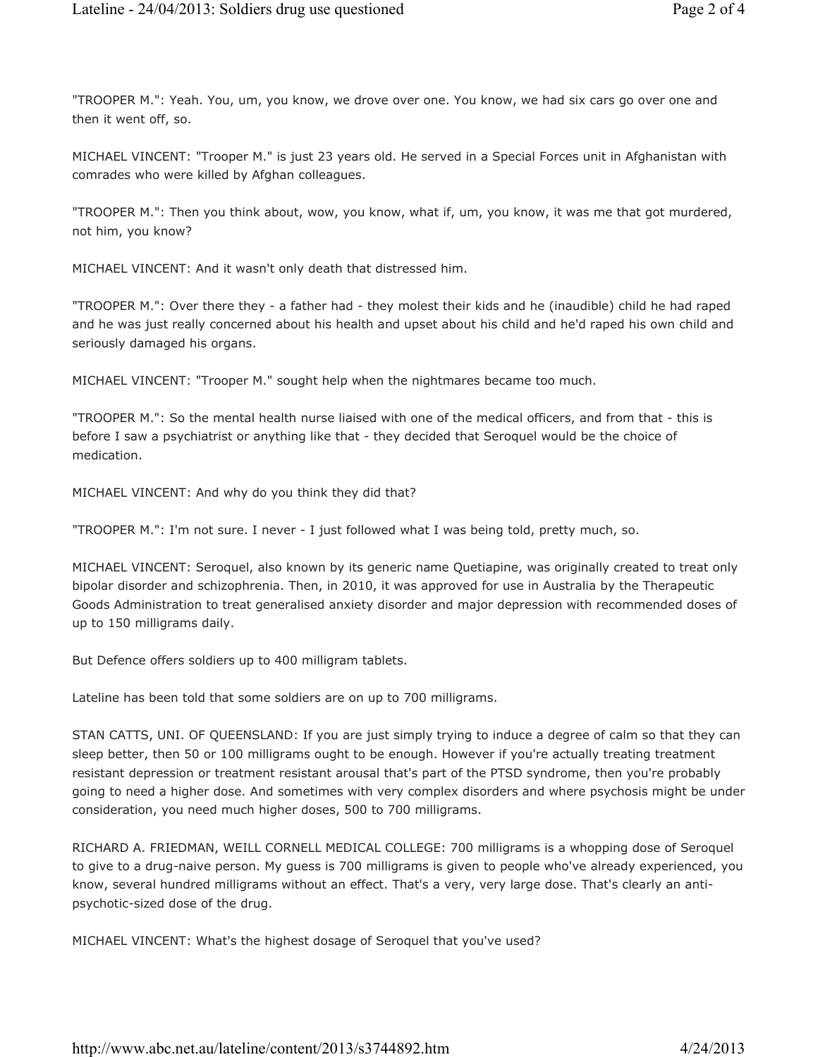"TROOPER M.": Yeah. You, um, you know, we drove over one. You know, we had six cars go over one and then it went off, so.

MICHAEL VINCENT: "Trooper M." is just 23 years old. He served in a Special Forces unit in Afghanistan with comrades who were killed by Afghan colleagues.

"TROOPER M.": Then you think about, wow, you know, what if, um, you know, it was me that got murdered, not him, you know?

MICHAEL VINCENT: And it wasn't only death that distressed him.

"TROOPER M.": Over there they - a father had - they molest their kids and he (inaudible) child he had raped and he was just really concerned about his health and upset about his child and he'd raped his own child and seriously damaged his organs.

MICHAEL VINCENT: "Trooper M." sought help when the nightmares became too much.

"TROOPER M.": So the mental health nurse liaised with one of the medical officers, and from that - this is before I saw a psychiatrist or anything like that - they decided that Seroquel would be the choice of medication.

MICHAEL VINCENT: And why do you think they did that?

"TROOPER M.": I'm not sure. I never - I just followed what I was being told, pretty much, so.

MICHAEL VINCENT: Seroquel, also known by its generic name Quetiapine, was originally created to treat only bipolar disorder and schizophrenia. Then, in 2010, it was approved for use in Australia by the Therapeutic Goods Administration to treat generalised anxiety disorder and major depression with recommended doses of up to 150 milligrams daily.

But Defence offers soldiers up to 400 milligram tablets.

Lateline has been told that some soldiers are on up to 700 milligrams.

STAN CATTS, UNI. OF QUEENSLAND: If you are just simply trying to induce a degree of calm so that they can sleep better, then 50 or 100 milligrams ought to be enough. However if you're actually treating treatment resistant depression or treatment resistant arousal that's part of the PTSD syndrome, then you're probably going to need a higher dose. And sometimes with very complex disorders and where psychosis might be under consideration, you need much higher doses, 500 to 700 milligrams.

RICHARD A. FRIEDMAN, WEILL CORNELL MEDICAL COLLEGE: 700 milligrams is a whopping dose of Seroquel to give to a drug-naive person. My guess is 700 milligrams is given to people who've already experienced, you know, several hundred milligrams without an effect. That's a very, very large dose. That's clearly an anti-psychotic-sized dose of the drug.

MICHAEL VINCENT: What's the highest dosage of Seroquel that you've used?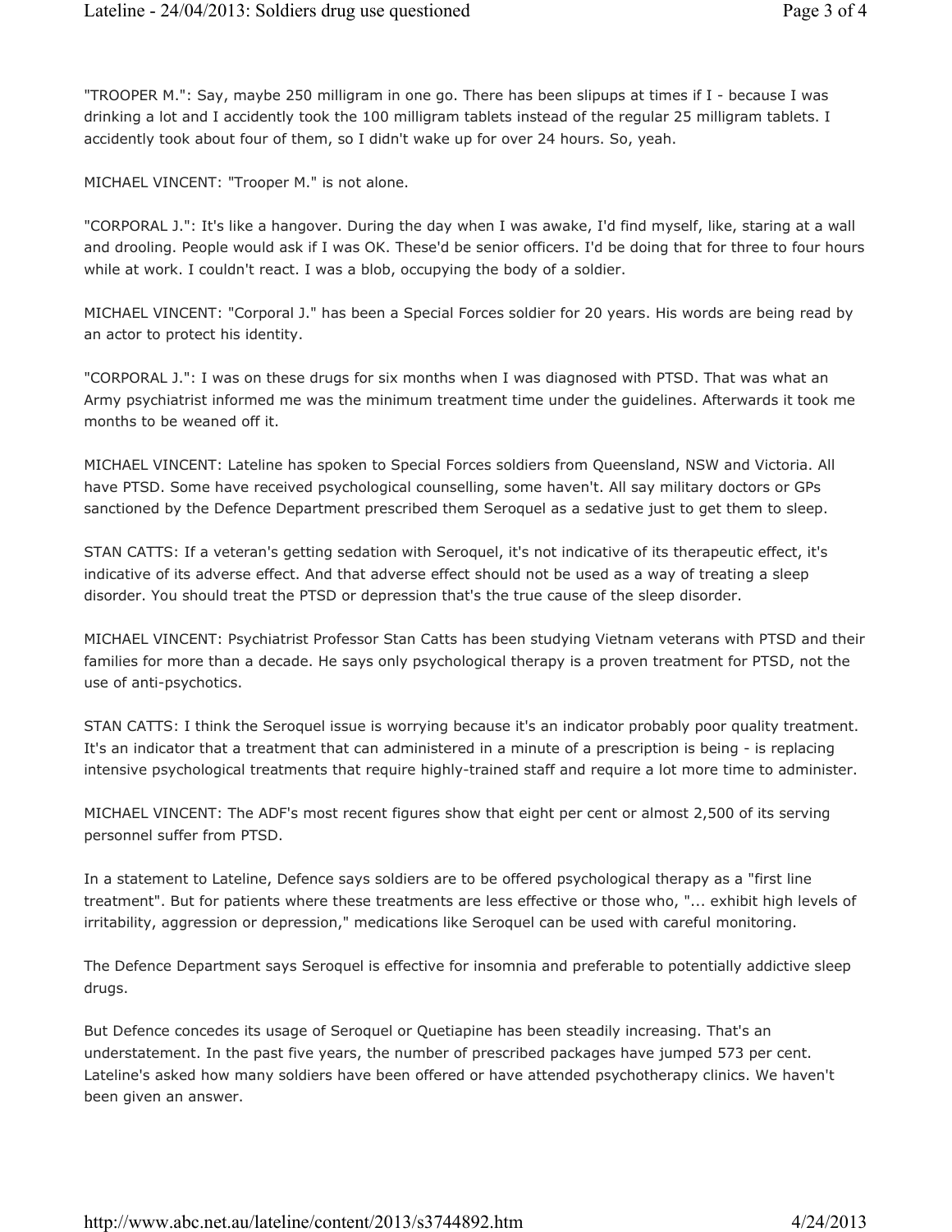"TROOPER M.": Say, maybe 250 milligram in one go. There has been slipups at times if I - because I was drinking a lot and I accidently took the 100 milligram tablets instead of the regular 25 milligram tablets. I accidently took about four of them, so I didn't wake up for over 24 hours. So, yeah.

MICHAEL VINCENT: "Trooper M." is not alone.

"CORPORAL J.": It's like a hangover. During the day when I was awake, I'd find myself, like, staring at a wall and drooling. People would ask if I was OK. These'd be senior officers. I'd be doing that for three to four hours while at work. I couldn't react. I was a blob, occupying the body of a soldier.

MICHAEL VINCENT: "Corporal J." has been a Special Forces soldier for 20 years. His words are being read by an actor to protect his identity.

"CORPORAL J.": I was on these drugs for six months when I was diagnosed with PTSD. That was what an Army psychiatrist informed me was the minimum treatment time under the guidelines. Afterwards it took me months to be weaned off it.

MICHAEL VINCENT: Lateline has spoken to Special Forces soldiers from Queensland, NSW and Victoria. All have PTSD. Some have received psychological counselling, some haven't. All say military doctors or GPs sanctioned by the Defence Department prescribed them Seroquel as a sedative just to get them to sleep.

STAN CATTS: If a veteran's getting sedation with Seroquel, it's not indicative of its therapeutic effect, it's indicative of its adverse effect. And that adverse effect should not be used as a way of treating a sleep disorder. You should treat the PTSD or depression that's the true cause of the sleep disorder.

MICHAEL VINCENT: Psychiatrist Professor Stan Catts has been studying Vietnam veterans with PTSD and their families for more than a decade. He says only psychological therapy is a proven treatment for PTSD, not the use of anti-psychotics.

STAN CATTS: I think the Seroquel issue is worrying because it's an indicator probably poor quality treatment. It's an indicator that a treatment that can administered in a minute of a prescription is being - is replacing intensive psychological treatments that require highly-trained staff and require a lot more time to administer.

MICHAEL VINCENT: The ADF's most recent figures show that eight per cent or almost 2,500 of its serving personnel suffer from PTSD.

In a statement to Lateline, Defence says soldiers are to be offered psychological therapy as a "first line treatment". But for patients where these treatments are less effective or those who, "... exhibit high levels of irritability, aggression or depression," medications like Seroquel can be used with careful monitoring.

The Defence Department says Seroquel is effective for insomnia and preferable to potentially addictive sleep drugs.

But Defence concedes its usage of Seroquel or Quetiapine has been steadily increasing. That's an understatement. In the past five years, the number of prescribed packages have jumped 573 per cent. Lateline's asked how many soldiers have been offered or have attended psychotherapy clinics. We haven't been given an answer.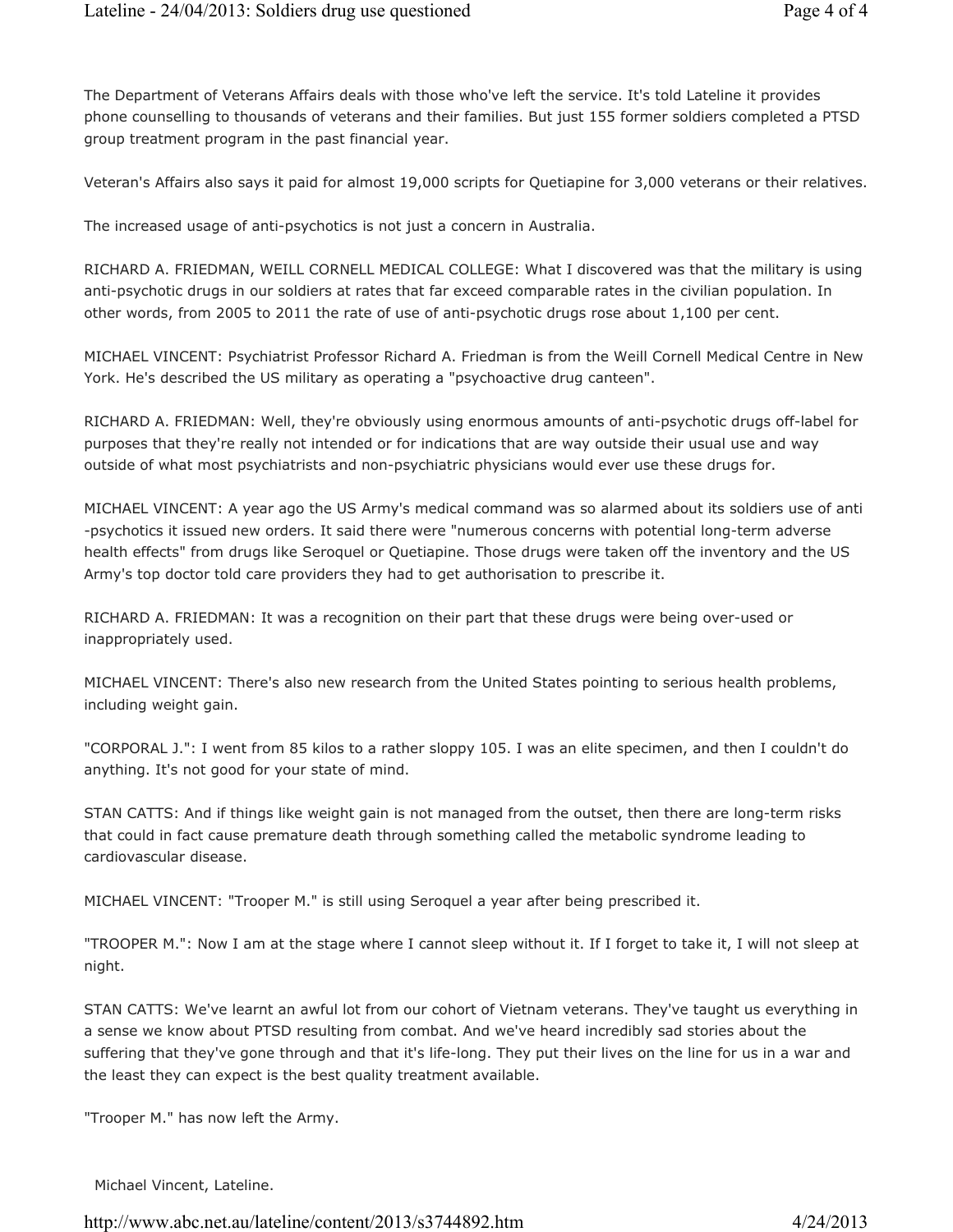The Department of Veterans Affairs deals with those who've left the service. It's told Lateline it provides phone counselling to thousands of veterans and their families. But just 155 former soldiers completed a PTSD group treatment program in the past financial year.

Veteran's Affairs also says it paid for almost 19,000 scripts for Quetiapine for 3,000 veterans or their relatives.

The increased usage of anti-psychotics is not just a concern in Australia.

RICHARD A. FRIEDMAN, WEILL CORNELL MEDICAL COLLEGE: What I discovered was that the military is using anti-psychotic drugs in our soldiers at rates that far exceed comparable rates in the civilian population. In other words, from 2005 to 2011 the rate of use of anti-psychotic drugs rose about 1,100 per cent.

MICHAEL VINCENT: Psychiatrist Professor Richard A. Friedman is from the Weill Cornell Medical Centre in New York. He's described the US military as operating a "psychoactive drug canteen".

RICHARD A. FRIEDMAN: Well, they're obviously using enormous amounts of anti-psychotic drugs off-label for purposes that they're really not intended or for indications that are way outside their usual use and way outside of what most psychiatrists and non-psychiatric physicians would ever use these drugs for.

MICHAEL VINCENT: A year ago the US Army's medical command was so alarmed about its soldiers use of anti -psychotics it issued new orders. It said there were "numerous concerns with potential long-term adverse health effects" from drugs like Seroquel or Quetiapine. Those drugs were taken off the inventory and the US Army's top doctor told care providers they had to get authorisation to prescribe it.

RICHARD A. FRIEDMAN: It was a recognition on their part that these drugs were being over-used or inappropriately used.

MICHAEL VINCENT: There's also new research from the United States pointing to serious health problems, including weight gain.

"CORPORAL J.": I went from 85 kilos to a rather sloppy 105. I was an elite specimen, and then I couldn't do anything. It's not good for your state of mind.

STAN CATTS: And if things like weight gain is not managed from the outset, then there are long-term risks that could in fact cause premature death through something called the metabolic syndrome leading to cardiovascular disease.

MICHAEL VINCENT: "Trooper M." is still using Seroquel a year after being prescribed it.

"TROOPER M.": Now I am at the stage where I cannot sleep without it. If I forget to take it, I will not sleep at night.

STAN CATTS: We've learnt an awful lot from our cohort of Vietnam veterans. They've taught us everything in a sense we know about PTSD resulting from combat. And we've heard incredibly sad stories about the suffering that they've gone through and that it's life-long. They put their lives on the line for us in a war and the least they can expect is the best quality treatment available.

"Trooper M." has now left the Army.

Michael Vincent, Lateline.